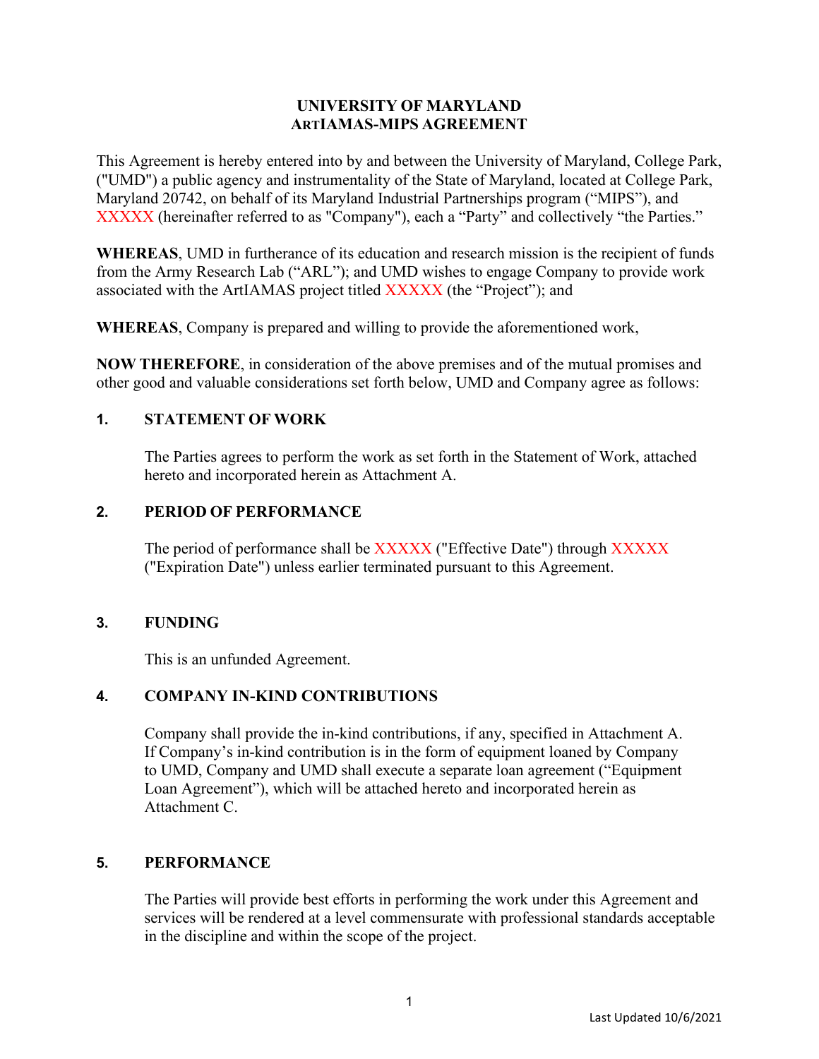# UNIVERSITY OF MARYLAND
# ARTIAMAS-MIPS AGREEMENT

This Agreement is hereby entered into by and between the University of Maryland, College Park, ("UMD") a public agency and instrumentality of the State of Maryland, located at College Park, Maryland 20742, on behalf of its Maryland Industrial Partnerships program ("MIPS"), and XXXXX (hereinafter referred to as "Company"), each a "Party" and collectively "the Parties."

**WHEREAS**, UMD in furtherance of its education and research mission is the recipient of funds from the Army Research Lab ("ARL"); and UMD wishes to engage Company to provide work associated with the ArtIAMAS project titled XXXXX (the "Project"); and

**WHEREAS**, Company is prepared and willing to provide the aforementioned work,

**NOW THEREFORE**, in consideration of the above premises and of the mutual promises and other good and valuable considerations set forth below, UMD and Company agree as follows:

## 1. STATEMENT OF WORK

The Parties agrees to perform the work as set forth in the Statement of Work, attached hereto and incorporated herein as Attachment A.

## 2. PERIOD OF PERFORMANCE

The period of performance shall be XXXXX ("Effective Date") through XXXXX ("Expiration Date") unless earlier terminated pursuant to this Agreement.

## 3. FUNDING

This is an unfunded Agreement.

## 4. COMPANY IN-KIND CONTRIBUTIONS

Company shall provide the in-kind contributions, if any, specified in Attachment A. If Company's in-kind contribution is in the form of equipment loaned by Company to UMD, Company and UMD shall execute a separate loan agreement ("Equipment Loan Agreement"), which will be attached hereto and incorporated herein as Attachment C.

## 5. PERFORMANCE

The Parties will provide best efforts in performing the work under this Agreement and services will be rendered at a level commensurate with professional standards acceptable in the discipline and within the scope of the project.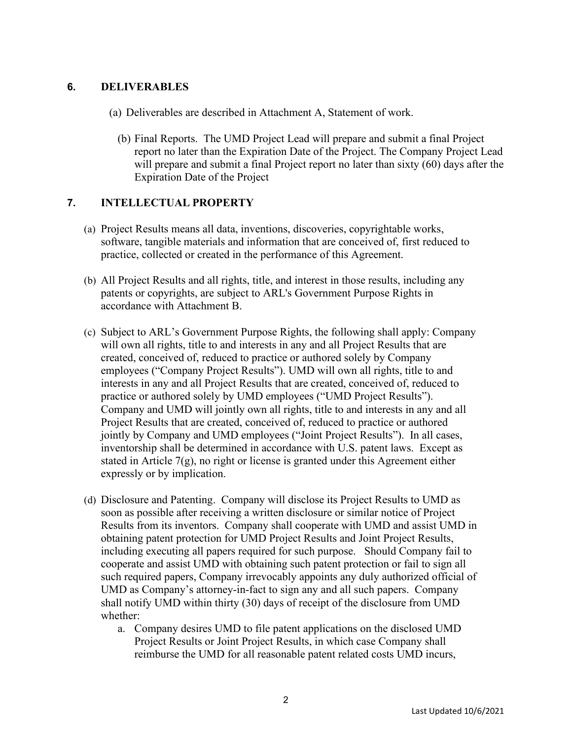## 6. DELIVERABLES

(a) Deliverables are described in Attachment A, Statement of work.

(b) Final Reports. The UMD Project Lead will prepare and submit a final Project report no later than the Expiration Date of the Project. The Company Project Lead will prepare and submit a final Project report no later than sixty (60) days after the Expiration Date of the Project

## 7. INTELLECTUAL PROPERTY

(a) Project Results means all data, inventions, discoveries, copyrightable works, software, tangible materials and information that are conceived of, first reduced to practice, collected or created in the performance of this Agreement.

(b) All Project Results and all rights, title, and interest in those results, including any patents or copyrights, are subject to ARL's Government Purpose Rights in accordance with Attachment B.

(c) Subject to ARL's Government Purpose Rights, the following shall apply: Company will own all rights, title to and interests in any and all Project Results that are created, conceived of, reduced to practice or authored solely by Company employees ("Company Project Results"). UMD will own all rights, title to and interests in any and all Project Results that are created, conceived of, reduced to practice or authored solely by UMD employees ("UMD Project Results"). Company and UMD will jointly own all rights, title to and interests in any and all Project Results that are created, conceived of, reduced to practice or authored jointly by Company and UMD employees ("Joint Project Results"). In all cases, inventorship shall be determined in accordance with U.S. patent laws. Except as stated in Article 7(g), no right or license is granted under this Agreement either expressly or by implication.

(d) Disclosure and Patenting. Company will disclose its Project Results to UMD as soon as possible after receiving a written disclosure or similar notice of Project Results from its inventors. Company shall cooperate with UMD and assist UMD in obtaining patent protection for UMD Project Results and Joint Project Results, including executing all papers required for such purpose. Should Company fail to cooperate and assist UMD with obtaining such patent protection or fail to sign all such required papers, Company irrevocably appoints any duly authorized official of UMD as Company's attorney-in-fact to sign any and all such papers. Company shall notify UMD within thirty (30) days of receipt of the disclosure from UMD whether:

   a. Company desires UMD to file patent applications on the disclosed UMD Project Results or Joint Project Results, in which case Company shall reimburse the UMD for all reasonable patent related costs UMD incurs,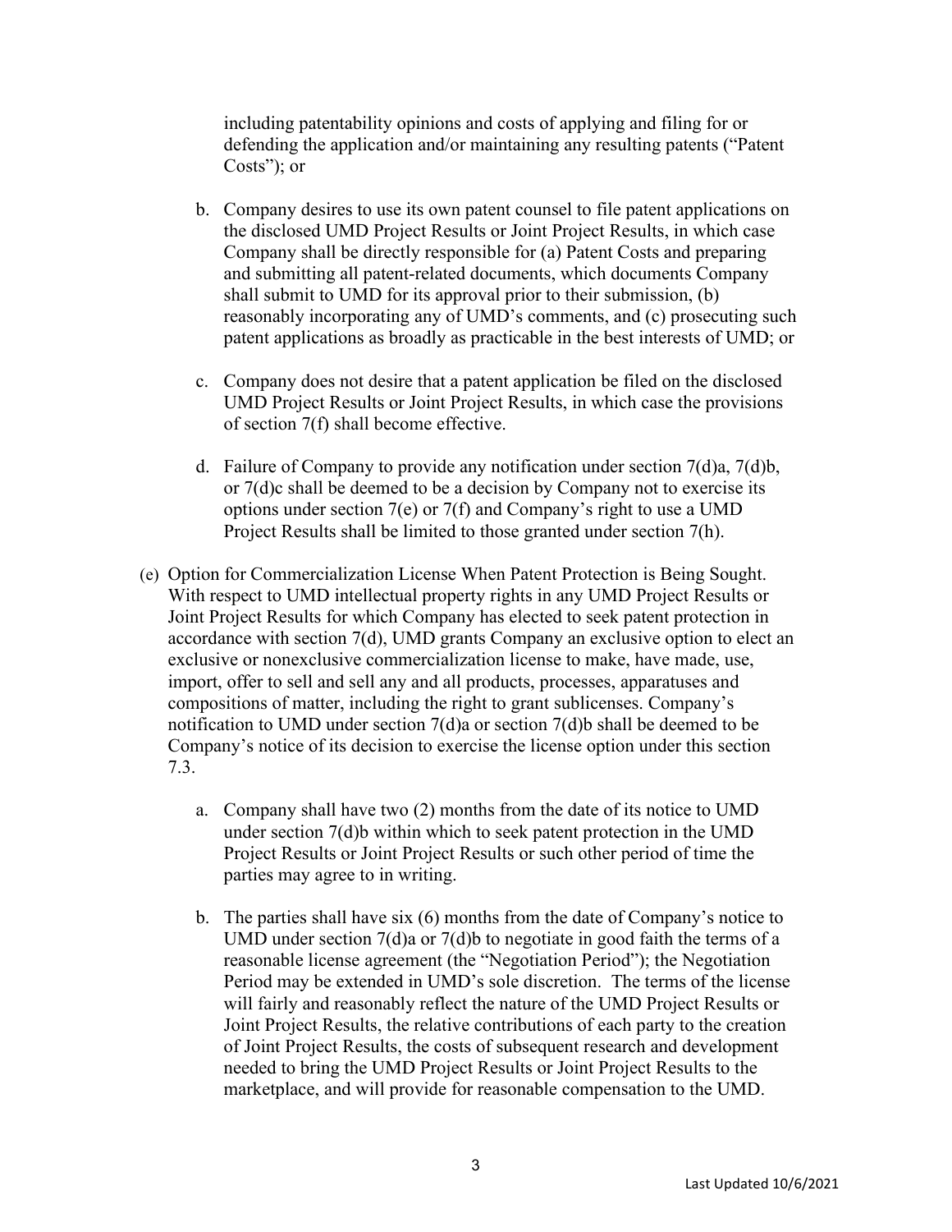including patentability opinions and costs of applying and filing for or defending the application and/or maintaining any resulting patents ("Patent Costs"); or

b. Company desires to use its own patent counsel to file patent applications on the disclosed UMD Project Results or Joint Project Results, in which case Company shall be directly responsible for (a) Patent Costs and preparing and submitting all patent-related documents, which documents Company shall submit to UMD for its approval prior to their submission, (b) reasonably incorporating any of UMD's comments, and (c) prosecuting such patent applications as broadly as practicable in the best interests of UMD; or

c. Company does not desire that a patent application be filed on the disclosed UMD Project Results or Joint Project Results, in which case the provisions of section 7(f) shall become effective.

d. Failure of Company to provide any notification under section 7(d)a, 7(d)b, or 7(d)c shall be deemed to be a decision by Company not to exercise its options under section 7(e) or 7(f) and Company's right to use a UMD Project Results shall be limited to those granted under section 7(h).

(e) Option for Commercialization License When Patent Protection is Being Sought. With respect to UMD intellectual property rights in any UMD Project Results or Joint Project Results for which Company has elected to seek patent protection in accordance with section 7(d), UMD grants Company an exclusive option to elect an exclusive or nonexclusive commercialization license to make, have made, use, import, offer to sell and sell any and all products, processes, apparatuses and compositions of matter, including the right to grant sublicenses. Company's notification to UMD under section 7(d)a or section 7(d)b shall be deemed to be Company's notice of its decision to exercise the license option under this section 7.3.

a. Company shall have two (2) months from the date of its notice to UMD under section 7(d)b within which to seek patent protection in the UMD Project Results or Joint Project Results or such other period of time the parties may agree to in writing.

b. The parties shall have six (6) months from the date of Company's notice to UMD under section 7(d)a or 7(d)b to negotiate in good faith the terms of a reasonable license agreement (the "Negotiation Period"); the Negotiation Period may be extended in UMD's sole discretion. The terms of the license will fairly and reasonably reflect the nature of the UMD Project Results or Joint Project Results, the relative contributions of each party to the creation of Joint Project Results, the costs of subsequent research and development needed to bring the UMD Project Results or Joint Project Results to the marketplace, and will provide for reasonable compensation to the UMD.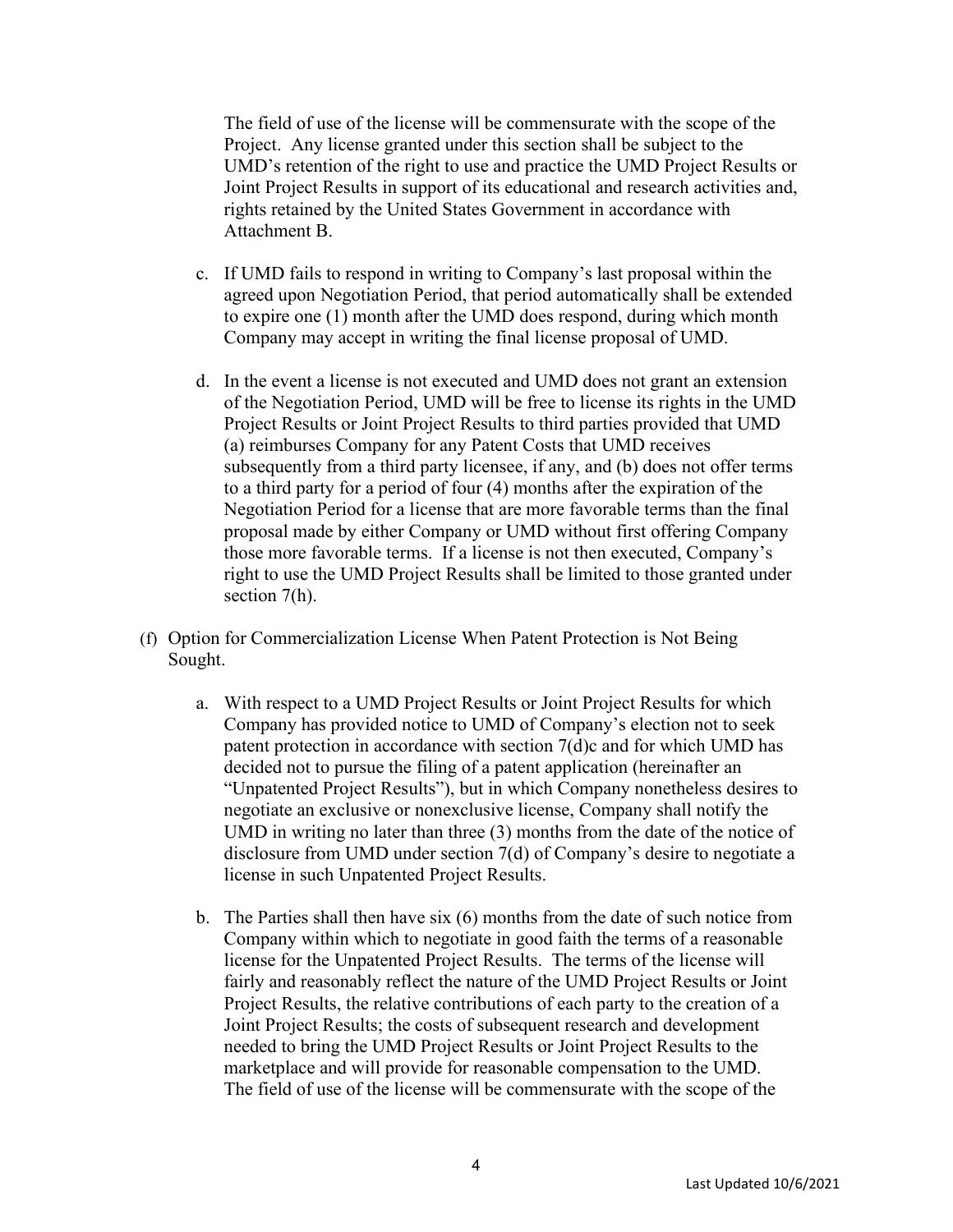The field of use of the license will be commensurate with the scope of the Project. Any license granted under this section shall be subject to the UMD's retention of the right to use and practice the UMD Project Results or Joint Project Results in support of its educational and research activities and, rights retained by the United States Government in accordance with Attachment B.

c. If UMD fails to respond in writing to Company's last proposal within the agreed upon Negotiation Period, that period automatically shall be extended to expire one (1) month after the UMD does respond, during which month Company may accept in writing the final license proposal of UMD.

d. In the event a license is not executed and UMD does not grant an extension of the Negotiation Period, UMD will be free to license its rights in the UMD Project Results or Joint Project Results to third parties provided that UMD (a) reimburses Company for any Patent Costs that UMD receives subsequently from a third party licensee, if any, and (b) does not offer terms to a third party for a period of four (4) months after the expiration of the Negotiation Period for a license that are more favorable terms than the final proposal made by either Company or UMD without first offering Company those more favorable terms. If a license is not then executed, Company's right to use the UMD Project Results shall be limited to those granted under section 7(h).

(f) Option for Commercialization License When Patent Protection is Not Being Sought.

a. With respect to a UMD Project Results or Joint Project Results for which Company has provided notice to UMD of Company's election not to seek patent protection in accordance with section 7(d)c and for which UMD has decided not to pursue the filing of a patent application (hereinafter an "Unpatented Project Results"), but in which Company nonetheless desires to negotiate an exclusive or nonexclusive license, Company shall notify the UMD in writing no later than three (3) months from the date of the notice of disclosure from UMD under section 7(d) of Company's desire to negotiate a license in such Unpatented Project Results.

b. The Parties shall then have six (6) months from the date of such notice from Company within which to negotiate in good faith the terms of a reasonable license for the Unpatented Project Results. The terms of the license will fairly and reasonably reflect the nature of the UMD Project Results or Joint Project Results, the relative contributions of each party to the creation of a Joint Project Results; the costs of subsequent research and development needed to bring the UMD Project Results or Joint Project Results to the marketplace and will provide for reasonable compensation to the UMD. The field of use of the license will be commensurate with the scope of the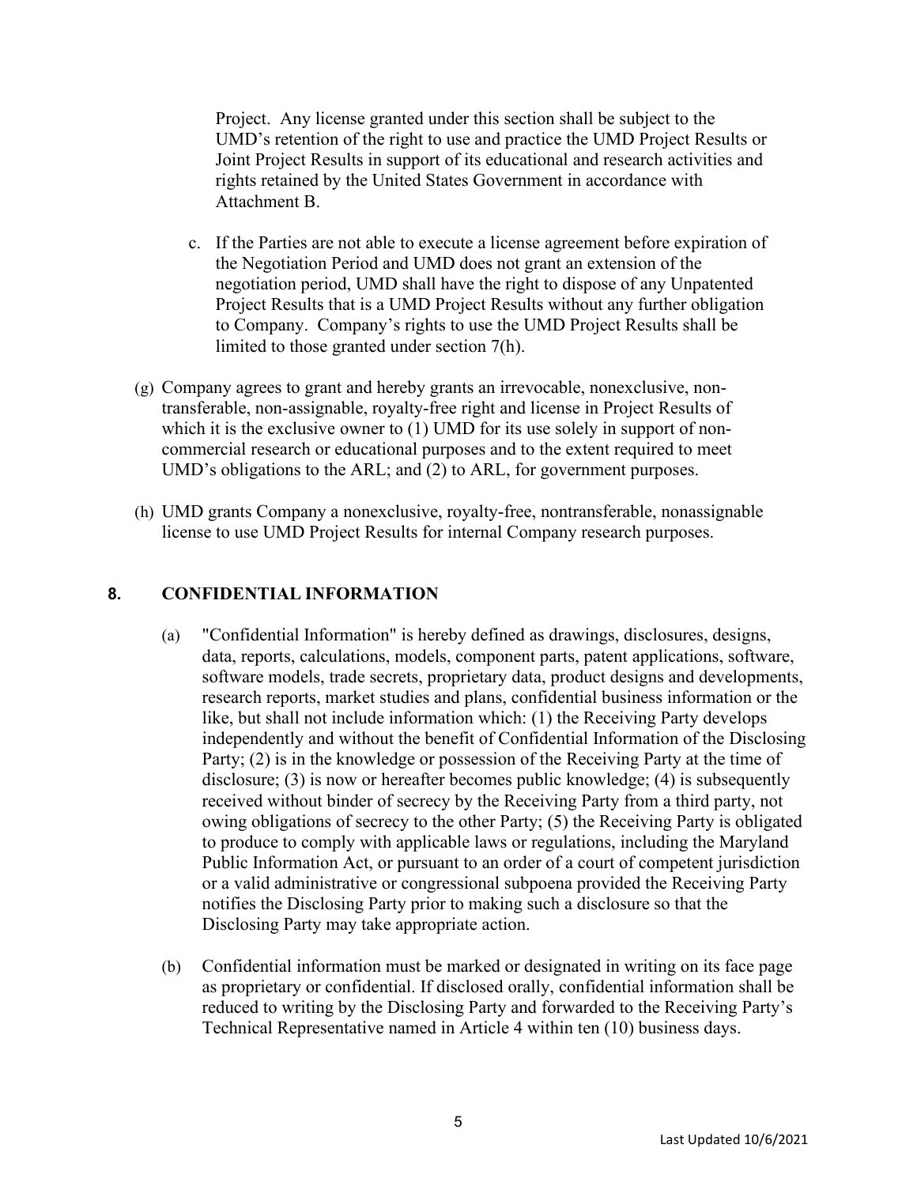Project. Any license granted under this section shall be subject to the UMD's retention of the right to use and practice the UMD Project Results or Joint Project Results in support of its educational and research activities and rights retained by the United States Government in accordance with Attachment B.

c. If the Parties are not able to execute a license agreement before expiration of the Negotiation Period and UMD does not grant an extension of the negotiation period, UMD shall have the right to dispose of any Unpatented Project Results that is a UMD Project Results without any further obligation to Company. Company's rights to use the UMD Project Results shall be limited to those granted under section 7(h).

(g) Company agrees to grant and hereby grants an irrevocable, nonexclusive, non-transferable, non-assignable, royalty-free right and license in Project Results of which it is the exclusive owner to (1) UMD for its use solely in support of non-commercial research or educational purposes and to the extent required to meet UMD's obligations to the ARL; and (2) to ARL, for government purposes.

(h) UMD grants Company a nonexclusive, royalty-free, nontransferable, nonassignable license to use UMD Project Results for internal Company research purposes.

## 8. CONFIDENTIAL INFORMATION

(a) "Confidential Information" is hereby defined as drawings, disclosures, designs, data, reports, calculations, models, component parts, patent applications, software, software models, trade secrets, proprietary data, product designs and developments, research reports, market studies and plans, confidential business information or the like, but shall not include information which: (1) the Receiving Party develops independently and without the benefit of Confidential Information of the Disclosing Party; (2) is in the knowledge or possession of the Receiving Party at the time of disclosure; (3) is now or hereafter becomes public knowledge; (4) is subsequently received without binder of secrecy by the Receiving Party from a third party, not owing obligations of secrecy to the other Party; (5) the Receiving Party is obligated to produce to comply with applicable laws or regulations, including the Maryland Public Information Act, or pursuant to an order of a court of competent jurisdiction or a valid administrative or congressional subpoena provided the Receiving Party notifies the Disclosing Party prior to making such a disclosure so that the Disclosing Party may take appropriate action.

(b) Confidential information must be marked or designated in writing on its face page as proprietary or confidential. If disclosed orally, confidential information shall be reduced to writing by the Disclosing Party and forwarded to the Receiving Party's Technical Representative named in Article 4 within ten (10) business days.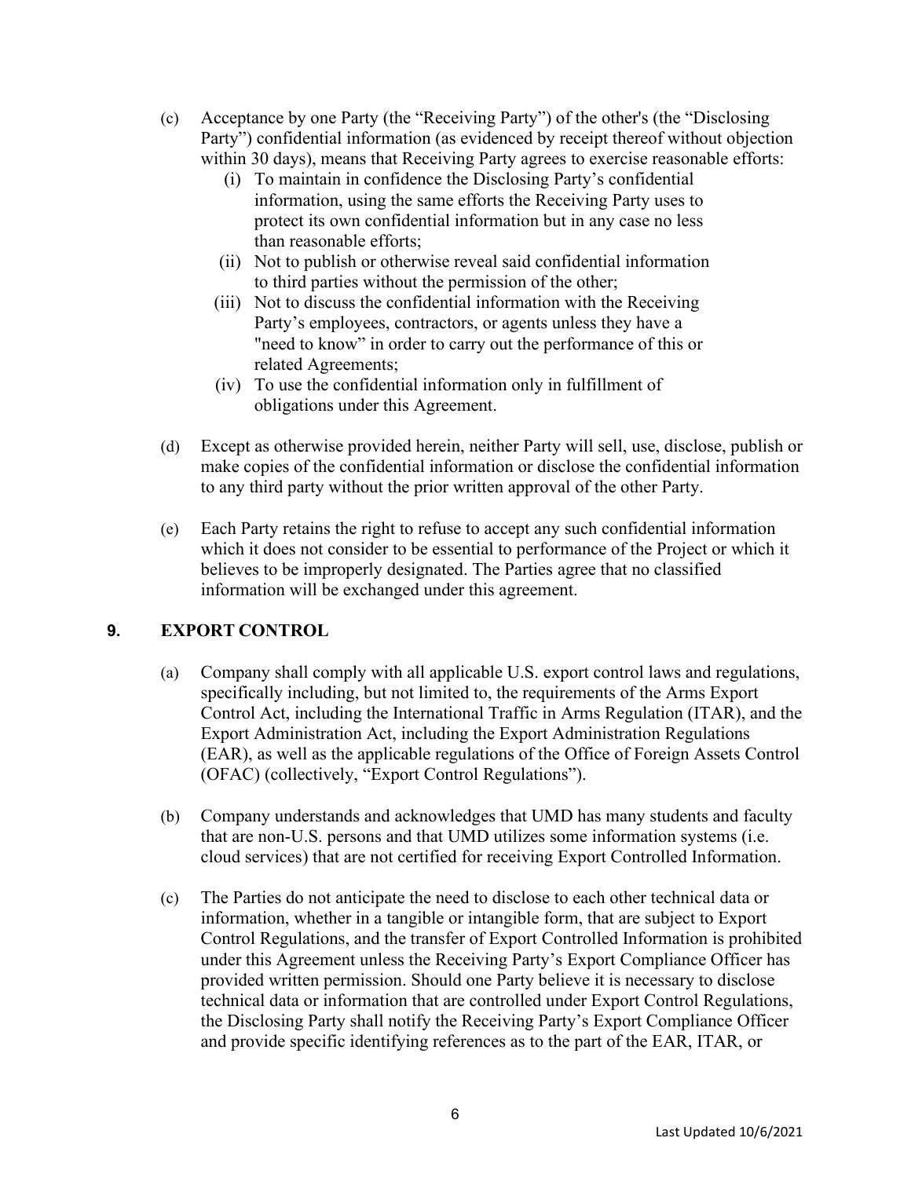(c) Acceptance by one Party (the "Receiving Party") of the other's (the "Disclosing Party") confidential information (as evidenced by receipt thereof without objection within 30 days), means that Receiving Party agrees to exercise reasonable efforts:

 (i) To maintain in confidence the Disclosing Party's confidential information, using the same efforts the Receiving Party uses to protect its own confidential information but in any case no less than reasonable efforts;

 (ii) Not to publish or otherwise reveal said confidential information to third parties without the permission of the other;

 (iii) Not to discuss the confidential information with the Receiving Party's employees, contractors, or agents unless they have a "need to know" in order to carry out the performance of this or related Agreements;

 (iv) To use the confidential information only in fulfillment of obligations under this Agreement.

(d) Except as otherwise provided herein, neither Party will sell, use, disclose, publish or make copies of the confidential information or disclose the confidential information to any third party without the prior written approval of the other Party.

(e) Each Party retains the right to refuse to accept any such confidential information which it does not consider to be essential to performance of the Project or which it believes to be improperly designated. The Parties agree that no classified information will be exchanged under this agreement.

## 9. EXPORT CONTROL

(a) Company shall comply with all applicable U.S. export control laws and regulations, specifically including, but not limited to, the requirements of the Arms Export Control Act, including the International Traffic in Arms Regulation (ITAR), and the Export Administration Act, including the Export Administration Regulations (EAR), as well as the applicable regulations of the Office of Foreign Assets Control (OFAC) (collectively, "Export Control Regulations").

(b) Company understands and acknowledges that UMD has many students and faculty that are non-U.S. persons and that UMD utilizes some information systems (i.e. cloud services) that are not certified for receiving Export Controlled Information.

(c) The Parties do not anticipate the need to disclose to each other technical data or information, whether in a tangible or intangible form, that are subject to Export Control Regulations, and the transfer of Export Controlled Information is prohibited under this Agreement unless the Receiving Party's Export Compliance Officer has provided written permission. Should one Party believe it is necessary to disclose technical data or information that are controlled under Export Control Regulations, the Disclosing Party shall notify the Receiving Party's Export Compliance Officer and provide specific identifying references as to the part of the EAR, ITAR, or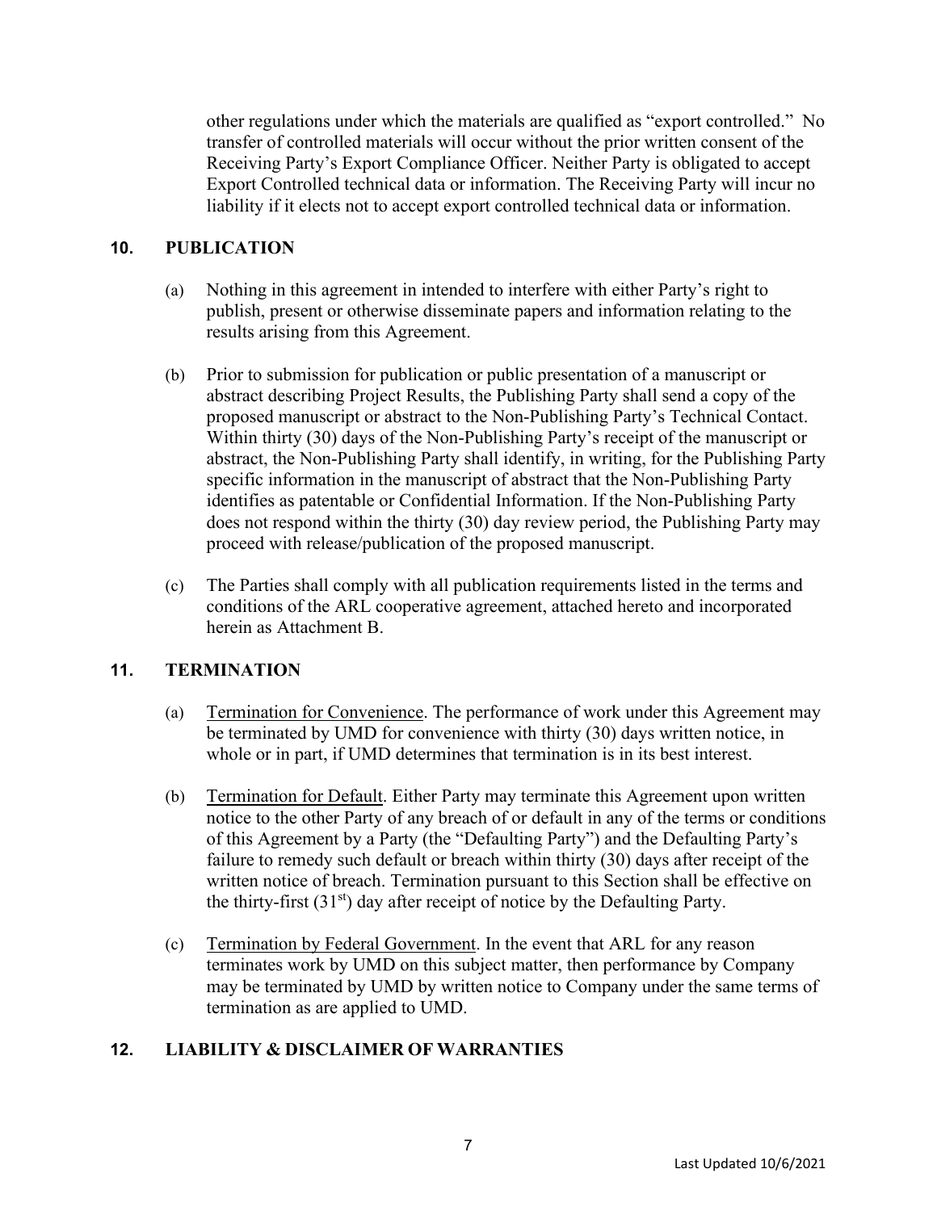other regulations under which the materials are qualified as "export controlled." No transfer of controlled materials will occur without the prior written consent of the Receiving Party's Export Compliance Officer. Neither Party is obligated to accept Export Controlled technical data or information. The Receiving Party will incur no liability if it elects not to accept export controlled technical data or information.

## 10. PUBLICATION

(a) Nothing in this agreement in intended to interfere with either Party's right to publish, present or otherwise disseminate papers and information relating to the results arising from this Agreement.

(b) Prior to submission for publication or public presentation of a manuscript or abstract describing Project Results, the Publishing Party shall send a copy of the proposed manuscript or abstract to the Non-Publishing Party's Technical Contact. Within thirty (30) days of the Non-Publishing Party's receipt of the manuscript or abstract, the Non-Publishing Party shall identify, in writing, for the Publishing Party specific information in the manuscript of abstract that the Non-Publishing Party identifies as patentable or Confidential Information. If the Non-Publishing Party does not respond within the thirty (30) day review period, the Publishing Party may proceed with release/publication of the proposed manuscript.

(c) The Parties shall comply with all publication requirements listed in the terms and conditions of the ARL cooperative agreement, attached hereto and incorporated herein as Attachment B.

## 11. TERMINATION

(a) Termination for Convenience. The performance of work under this Agreement may be terminated by UMD for convenience with thirty (30) days written notice, in whole or in part, if UMD determines that termination is in its best interest.

(b) Termination for Default. Either Party may terminate this Agreement upon written notice to the other Party of any breach of or default in any of the terms or conditions of this Agreement by a Party (the "Defaulting Party") and the Defaulting Party's failure to remedy such default or breach within thirty (30) days after receipt of the written notice of breach. Termination pursuant to this Section shall be effective on the thirty-first (31st) day after receipt of notice by the Defaulting Party.

(c) Termination by Federal Government. In the event that ARL for any reason terminates work by UMD on this subject matter, then performance by Company may be terminated by UMD by written notice to Company under the same terms of termination as are applied to UMD.

## 12. LIABILITY & DISCLAIMER OF WARRANTIES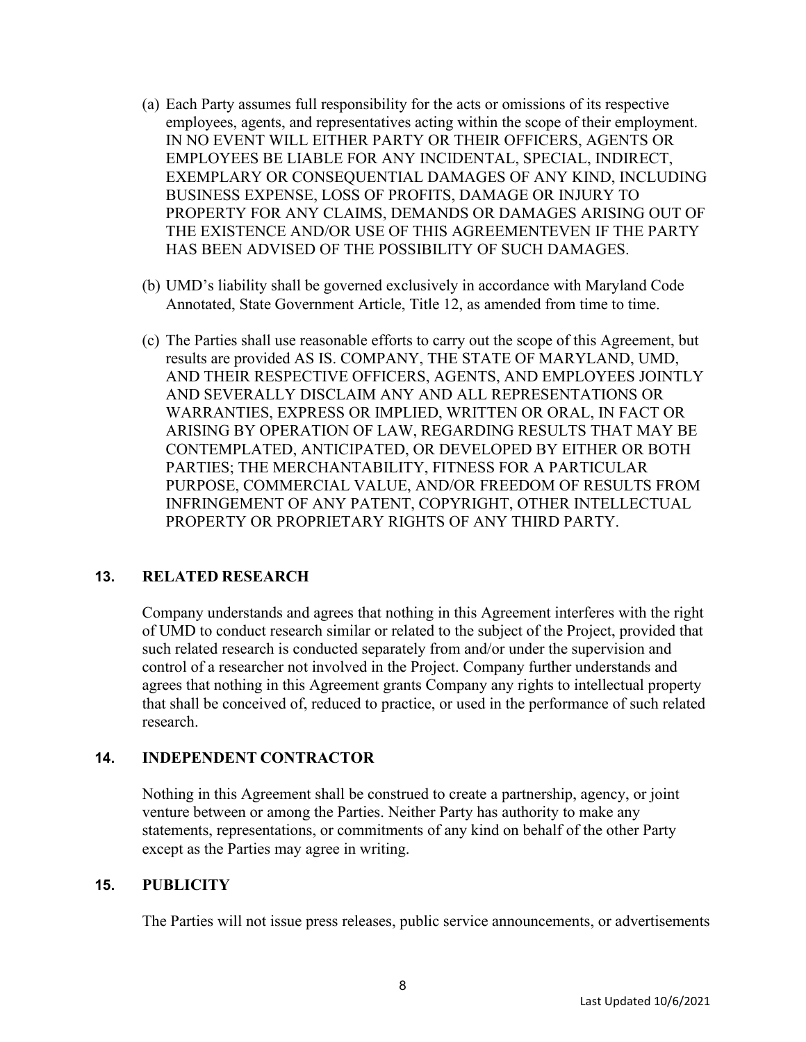(a) Each Party assumes full responsibility for the acts or omissions of its respective employees, agents, and representatives acting within the scope of their employment. IN NO EVENT WILL EITHER PARTY OR THEIR OFFICERS, AGENTS OR EMPLOYEES BE LIABLE FOR ANY INCIDENTAL, SPECIAL, INDIRECT, EXEMPLARY OR CONSEQUENTIAL DAMAGES OF ANY KIND, INCLUDING BUSINESS EXPENSE, LOSS OF PROFITS, DAMAGE OR INJURY TO PROPERTY FOR ANY CLAIMS, DEMANDS OR DAMAGES ARISING OUT OF THE EXISTENCE AND/OR USE OF THIS AGREEMENTEVEN IF THE PARTY HAS BEEN ADVISED OF THE POSSIBILITY OF SUCH DAMAGES.

(b) UMD's liability shall be governed exclusively in accordance with Maryland Code Annotated, State Government Article, Title 12, as amended from time to time.

(c) The Parties shall use reasonable efforts to carry out the scope of this Agreement, but results are provided AS IS. COMPANY, THE STATE OF MARYLAND, UMD, AND THEIR RESPECTIVE OFFICERS, AGENTS, AND EMPLOYEES JOINTLY AND SEVERALLY DISCLAIM ANY AND ALL REPRESENTATIONS OR WARRANTIES, EXPRESS OR IMPLIED, WRITTEN OR ORAL, IN FACT OR ARISING BY OPERATION OF LAW, REGARDING RESULTS THAT MAY BE CONTEMPLATED, ANTICIPATED, OR DEVELOPED BY EITHER OR BOTH PARTIES; THE MERCHANTABILITY, FITNESS FOR A PARTICULAR PURPOSE, COMMERCIAL VALUE, AND/OR FREEDOM OF RESULTS FROM INFRINGEMENT OF ANY PATENT, COPYRIGHT, OTHER INTELLECTUAL PROPERTY OR PROPRIETARY RIGHTS OF ANY THIRD PARTY.

## 13. RELATED RESEARCH

Company understands and agrees that nothing in this Agreement interferes with the right of UMD to conduct research similar or related to the subject of the Project, provided that such related research is conducted separately from and/or under the supervision and control of a researcher not involved in the Project. Company further understands and agrees that nothing in this Agreement grants Company any rights to intellectual property that shall be conceived of, reduced to practice, or used in the performance of such related research.

## 14. INDEPENDENT CONTRACTOR

Nothing in this Agreement shall be construed to create a partnership, agency, or joint venture between or among the Parties. Neither Party has authority to make any statements, representations, or commitments of any kind on behalf of the other Party except as the Parties may agree in writing.

## 15. PUBLICITY

The Parties will not issue press releases, public service announcements, or advertisements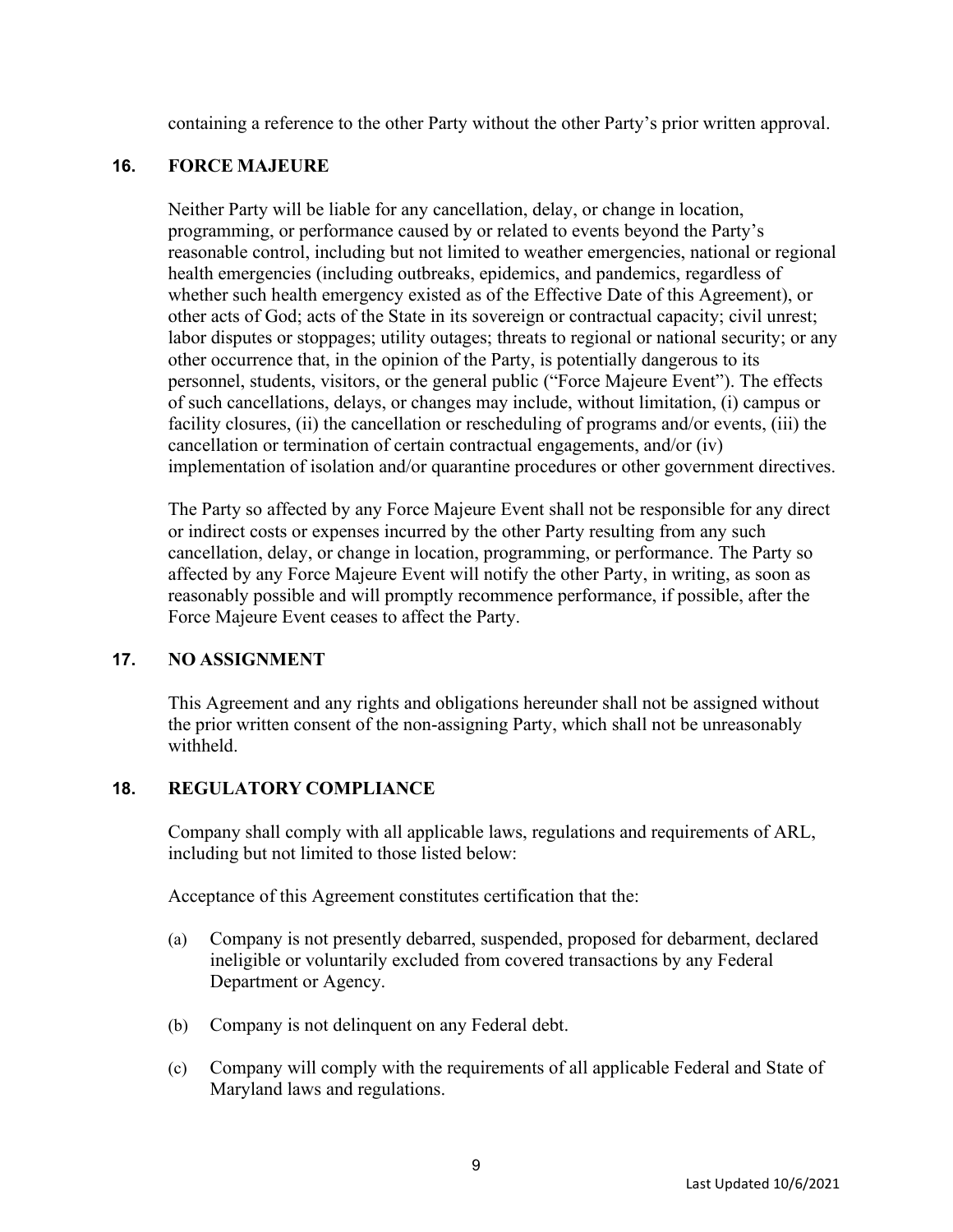containing a reference to the other Party without the other Party's prior written approval.

## 16. FORCE MAJEURE

Neither Party will be liable for any cancellation, delay, or change in location, programming, or performance caused by or related to events beyond the Party's reasonable control, including but not limited to weather emergencies, national or regional health emergencies (including outbreaks, epidemics, and pandemics, regardless of whether such health emergency existed as of the Effective Date of this Agreement), or other acts of God; acts of the State in its sovereign or contractual capacity; civil unrest; labor disputes or stoppages; utility outages; threats to regional or national security; or any other occurrence that, in the opinion of the Party, is potentially dangerous to its personnel, students, visitors, or the general public ("Force Majeure Event"). The effects of such cancellations, delays, or changes may include, without limitation, (i) campus or facility closures, (ii) the cancellation or rescheduling of programs and/or events, (iii) the cancellation or termination of certain contractual engagements, and/or (iv) implementation of isolation and/or quarantine procedures or other government directives.

The Party so affected by any Force Majeure Event shall not be responsible for any direct or indirect costs or expenses incurred by the other Party resulting from any such cancellation, delay, or change in location, programming, or performance. The Party so affected by any Force Majeure Event will notify the other Party, in writing, as soon as reasonably possible and will promptly recommence performance, if possible, after the Force Majeure Event ceases to affect the Party.

## 17. NO ASSIGNMENT

This Agreement and any rights and obligations hereunder shall not be assigned without the prior written consent of the non-assigning Party, which shall not be unreasonably withheld.

## 18. REGULATORY COMPLIANCE

Company shall comply with all applicable laws, regulations and requirements of ARL, including but not limited to those listed below:

Acceptance of this Agreement constitutes certification that the:

(a) Company is not presently debarred, suspended, proposed for debarment, declared ineligible or voluntarily excluded from covered transactions by any Federal Department or Agency.

(b) Company is not delinquent on any Federal debt.

(c) Company will comply with the requirements of all applicable Federal and State of Maryland laws and regulations.

Last Updated 10/6/2021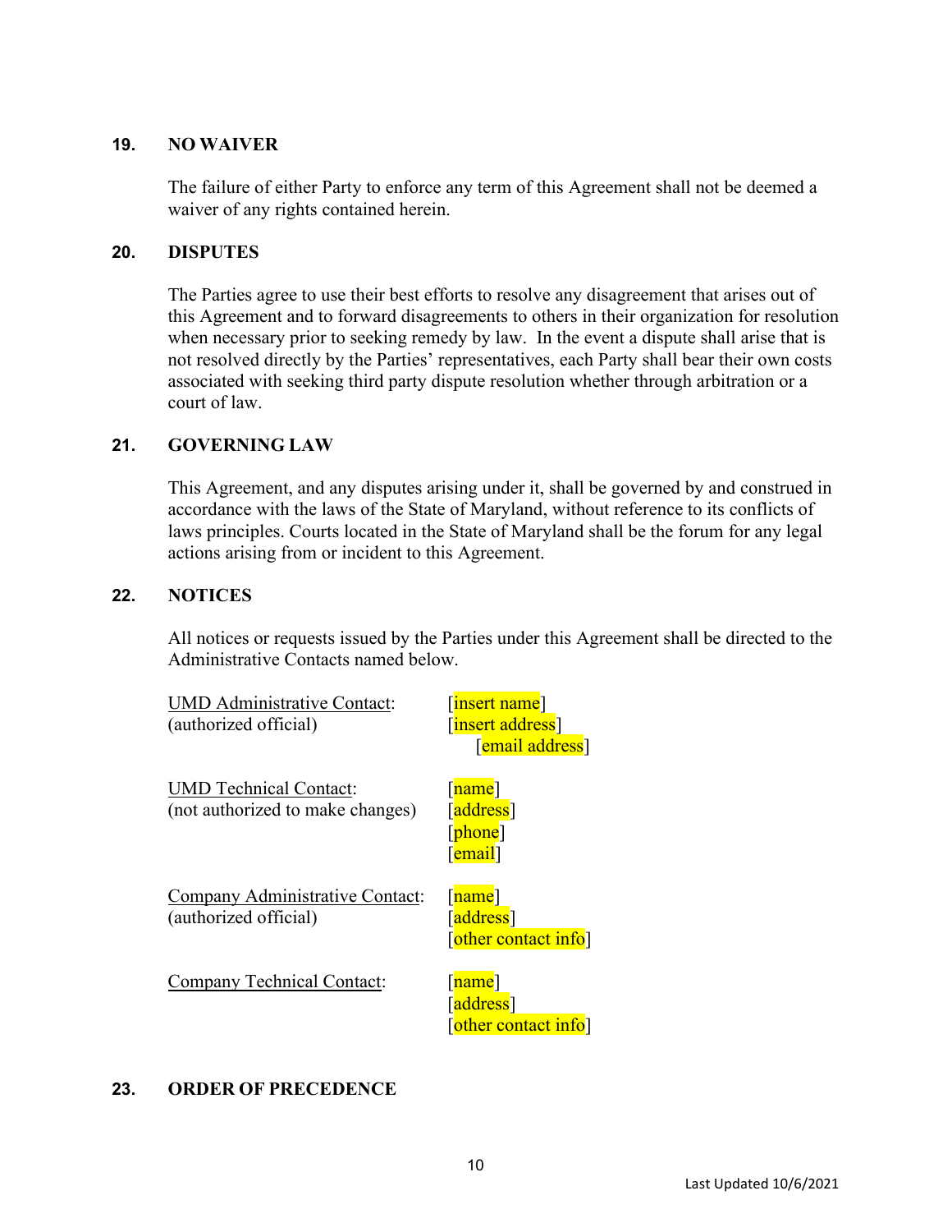## 19. NO WAIVER

The failure of either Party to enforce any term of this Agreement shall not be deemed a waiver of any rights contained herein.

## 20. DISPUTES

The Parties agree to use their best efforts to resolve any disagreement that arises out of this Agreement and to forward disagreements to others in their organization for resolution when necessary prior to seeking remedy by law. In the event a dispute shall arise that is not resolved directly by the Parties' representatives, each Party shall bear their own costs associated with seeking third party dispute resolution whether through arbitration or a court of law.

## 21. GOVERNING LAW

This Agreement, and any disputes arising under it, shall be governed by and construed in accordance with the laws of the State of Maryland, without reference to its conflicts of laws principles. Courts located in the State of Maryland shall be the forum for any legal actions arising from or incident to this Agreement.

## 22. NOTICES

All notices or requests issued by the Parties under this Agreement shall be directed to the Administrative Contacts named below.

| | |
|---|---|
| UMD Administrative Contact: (authorized official) | [insert name] [insert address] [email address] |
| UMD Technical Contact: (not authorized to make changes) | [name] [address] [phone] [email] |
| Company Administrative Contact: (authorized official) | [name] [address] [other contact info] |
| Company Technical Contact: | [name] [address] [other contact info] |

## 23. ORDER OF PRECEDENCE

Last Updated 10/6/2021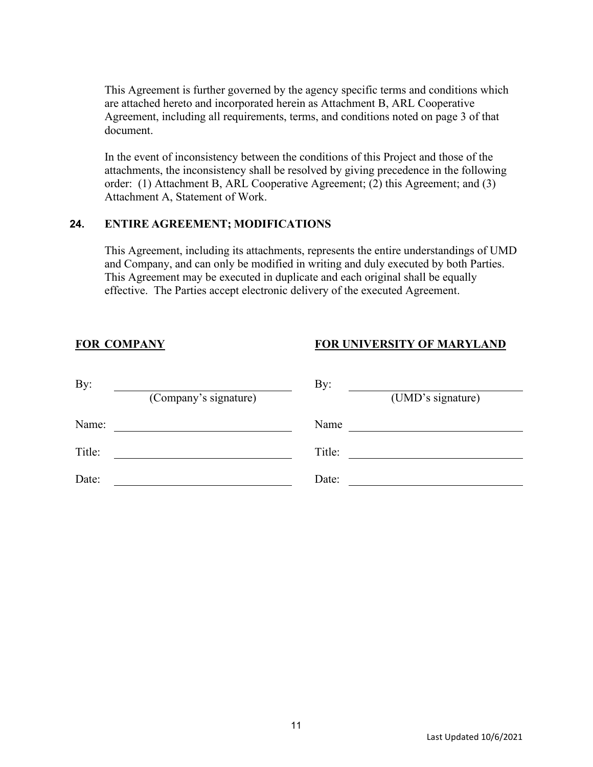This Agreement is further governed by the agency specific terms and conditions which are attached hereto and incorporated herein as Attachment B, ARL Cooperative Agreement, including all requirements, terms, and conditions noted on page 3 of that document.

In the event of inconsistency between the conditions of this Project and those of the attachments, the inconsistency shall be resolved by giving precedence in the following order: (1) Attachment B, ARL Cooperative Agreement; (2) this Agreement; and (3) Attachment A, Statement of Work.

## 24. ENTIRE AGREEMENT; MODIFICATIONS

This Agreement, including its attachments, represents the entire understandings of UMD and Company, and can only be modified in writing and duly executed by both Parties. This Agreement may be executed in duplicate and each original shall be equally effective. The Parties accept electronic delivery of the executed Agreement.

| **FOR COMPANY** | | **FOR UNIVERSITY OF MARYLAND** | |
|---|---|---|---|
| By: | ______________________ (Company's signature) | By: | ______________________ (UMD's signature) |
| Name: | ______________________ | Name | ______________________ |
| Title: | ______________________ | Title: | ______________________ |
| Date: | ______________________ | Date: | ______________________ |

Last Updated 10/6/2021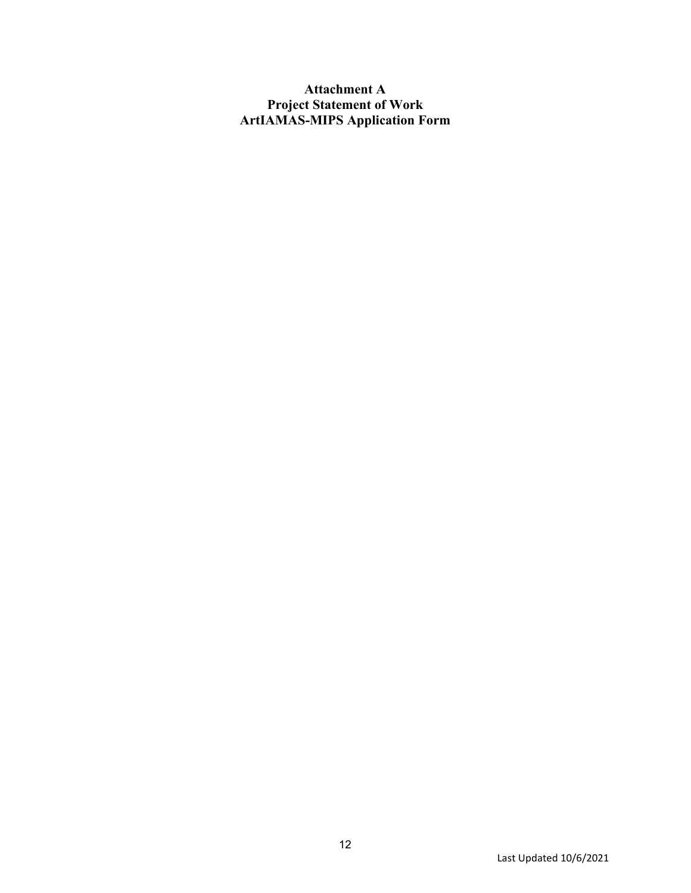# Attachment A
# Project Statement of Work
# ArtIAMAS-MIPS Application Form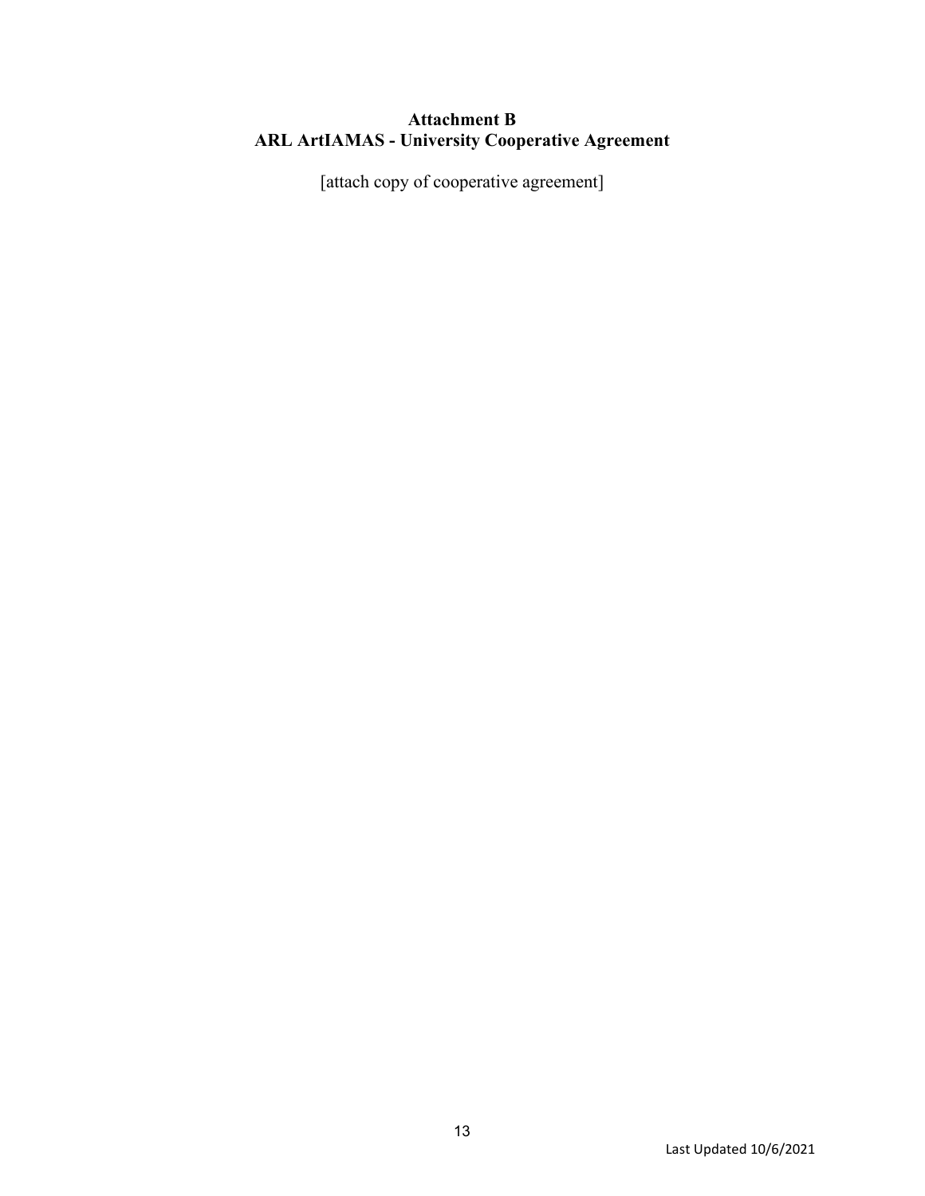## Attachment B
## ARL ArtIAMAS - University Cooperative Agreement

[attach copy of cooperative agreement]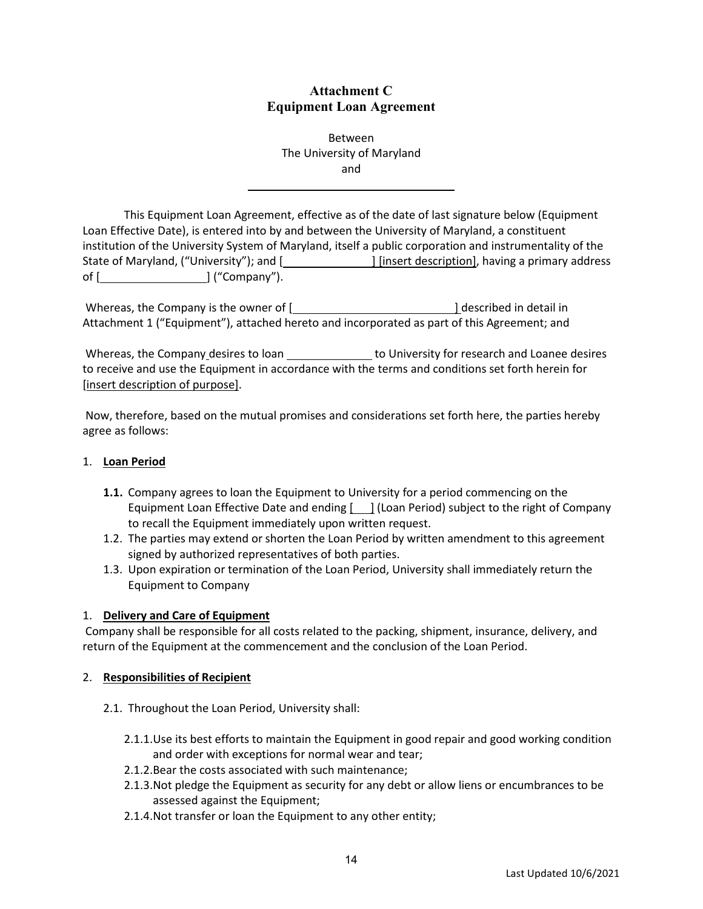# Attachment C
# Equipment Loan Agreement

Between
The University of Maryland
and

\_\_\_\_\_\_\_\_\_\_\_\_\_\_\_\_\_\_\_\_\_\_\_\_\_\_\_\_\_\_\_\_

This Equipment Loan Agreement, effective as of the date of last signature below (Equipment Loan Effective Date), is entered into by and between the University of Maryland, a constituent institution of the University System of Maryland, itself a public corporation and instrumentality of the State of Maryland, ("University"); and [\_\_\_\_\_\_\_\_\_\_\_\_\_\_\_] [insert description], having a primary address of [\_\_\_\_\_\_\_\_\_\_\_\_\_\_\_\_\_\_] ("Company").

Whereas, the Company is the owner of [\_\_\_\_\_\_\_\_\_\_\_\_\_\_\_\_\_\_\_\_\_\_\_\_\_\_\_\_] described in detail in Attachment 1 ("Equipment"), attached hereto and incorporated as part of this Agreement; and

Whereas, the Company desires to loan \_\_\_\_\_\_\_\_\_\_\_\_\_\_ to University for research and Loanee desires to receive and use the Equipment in accordance with the terms and conditions set forth herein for [insert description of purpose].

Now, therefore, based on the mutual promises and considerations set forth here, the parties hereby agree as follows:

1. **Loan Period**

   **1.1.** Company agrees to loan the Equipment to University for a period commencing on the Equipment Loan Effective Date and ending [\_\_\_] (Loan Period) subject to the right of Company to recall the Equipment immediately upon written request.

   1.2. The parties may extend or shorten the Loan Period by written amendment to this agreement signed by authorized representatives of both parties.

   1.3. Upon expiration or termination of the Loan Period, University shall immediately return the Equipment to Company

1. **Delivery and Care of Equipment**

Company shall be responsible for all costs related to the packing, shipment, insurance, delivery, and return of the Equipment at the commencement and the conclusion of the Loan Period.

2. **Responsibilities of Recipient**

   2.1. Throughout the Loan Period, University shall:

   2.1.1. Use its best efforts to maintain the Equipment in good repair and good working condition and order with exceptions for normal wear and tear;

   2.1.2. Bear the costs associated with such maintenance;

   2.1.3. Not pledge the Equipment as security for any debt or allow liens or encumbrances to be assessed against the Equipment;

   2.1.4. Not transfer or loan the Equipment to any other entity;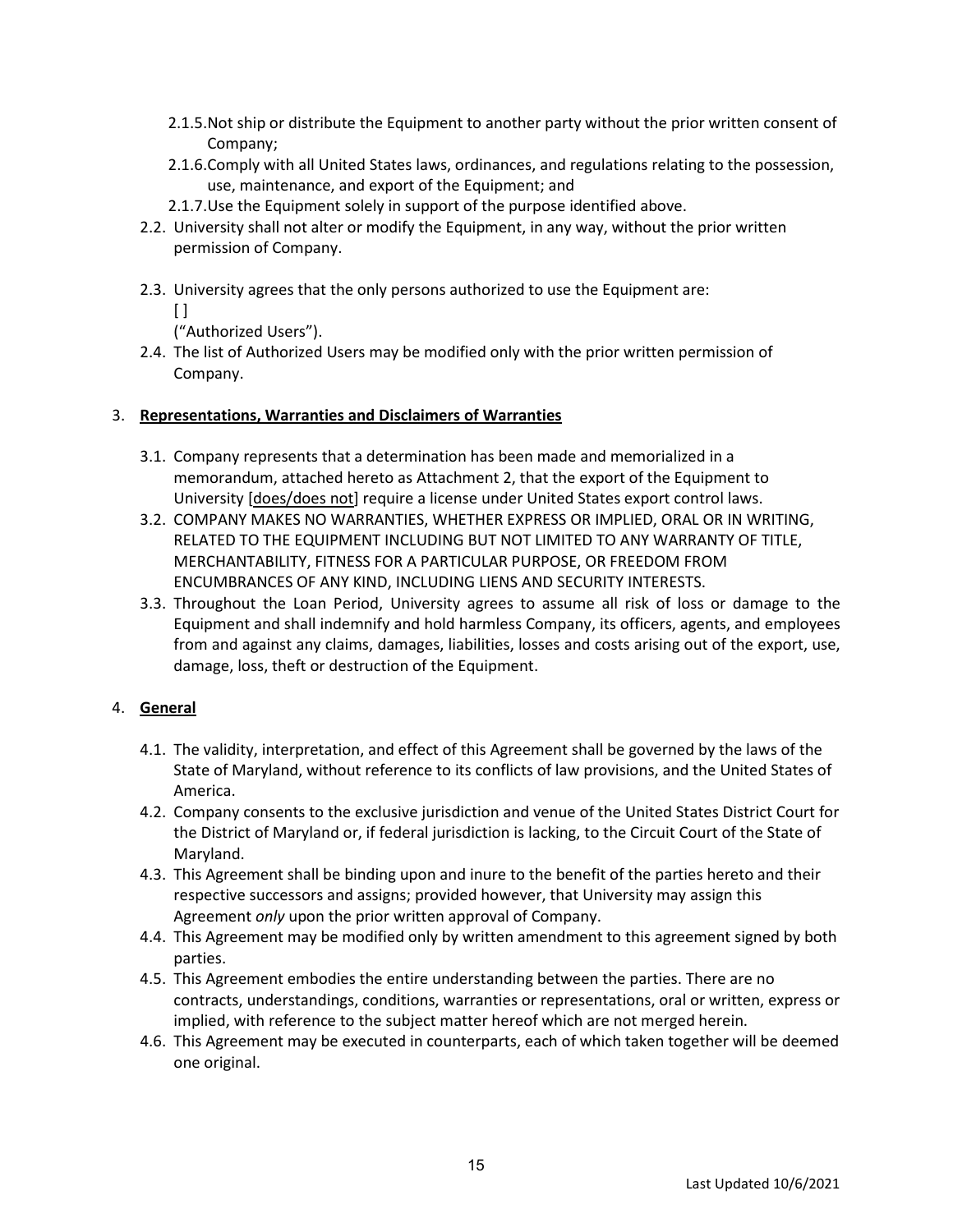2.1.5. Not ship or distribute the Equipment to another party without the prior written consent of Company;

2.1.6. Comply with all United States laws, ordinances, and regulations relating to the possession, use, maintenance, and export of the Equipment; and

2.1.7. Use the Equipment solely in support of the purpose identified above.

2.2. University shall not alter or modify the Equipment, in any way, without the prior written permission of Company.

2.3. University agrees that the only persons authorized to use the Equipment are:
[ ]
("Authorized Users").

2.4. The list of Authorized Users may be modified only with the prior written permission of Company.

3. **Representations, Warranties and Disclaimers of Warranties**

3.1. Company represents that a determination has been made and memorialized in a memorandum, attached hereto as Attachment 2, that the export of the Equipment to University [does/does not] require a license under United States export control laws.

3.2. COMPANY MAKES NO WARRANTIES, WHETHER EXPRESS OR IMPLIED, ORAL OR IN WRITING, RELATED TO THE EQUIPMENT INCLUDING BUT NOT LIMITED TO ANY WARRANTY OF TITLE, MERCHANTABILITY, FITNESS FOR A PARTICULAR PURPOSE, OR FREEDOM FROM ENCUMBRANCES OF ANY KIND, INCLUDING LIENS AND SECURITY INTERESTS.

3.3. Throughout the Loan Period, University agrees to assume all risk of loss or damage to the Equipment and shall indemnify and hold harmless Company, its officers, agents, and employees from and against any claims, damages, liabilities, losses and costs arising out of the export, use, damage, loss, theft or destruction of the Equipment.

4. **General**

4.1. The validity, interpretation, and effect of this Agreement shall be governed by the laws of the State of Maryland, without reference to its conflicts of law provisions, and the United States of America.

4.2. Company consents to the exclusive jurisdiction and venue of the United States District Court for the District of Maryland or, if federal jurisdiction is lacking, to the Circuit Court of the State of Maryland.

4.3. This Agreement shall be binding upon and inure to the benefit of the parties hereto and their respective successors and assigns; provided however, that University may assign this Agreement *only* upon the prior written approval of Company.

4.4. This Agreement may be modified only by written amendment to this agreement signed by both parties.

4.5. This Agreement embodies the entire understanding between the parties. There are no contracts, understandings, conditions, warranties or representations, oral or written, express or implied, with reference to the subject matter hereof which are not merged herein.

4.6. This Agreement may be executed in counterparts, each of which taken together will be deemed one original.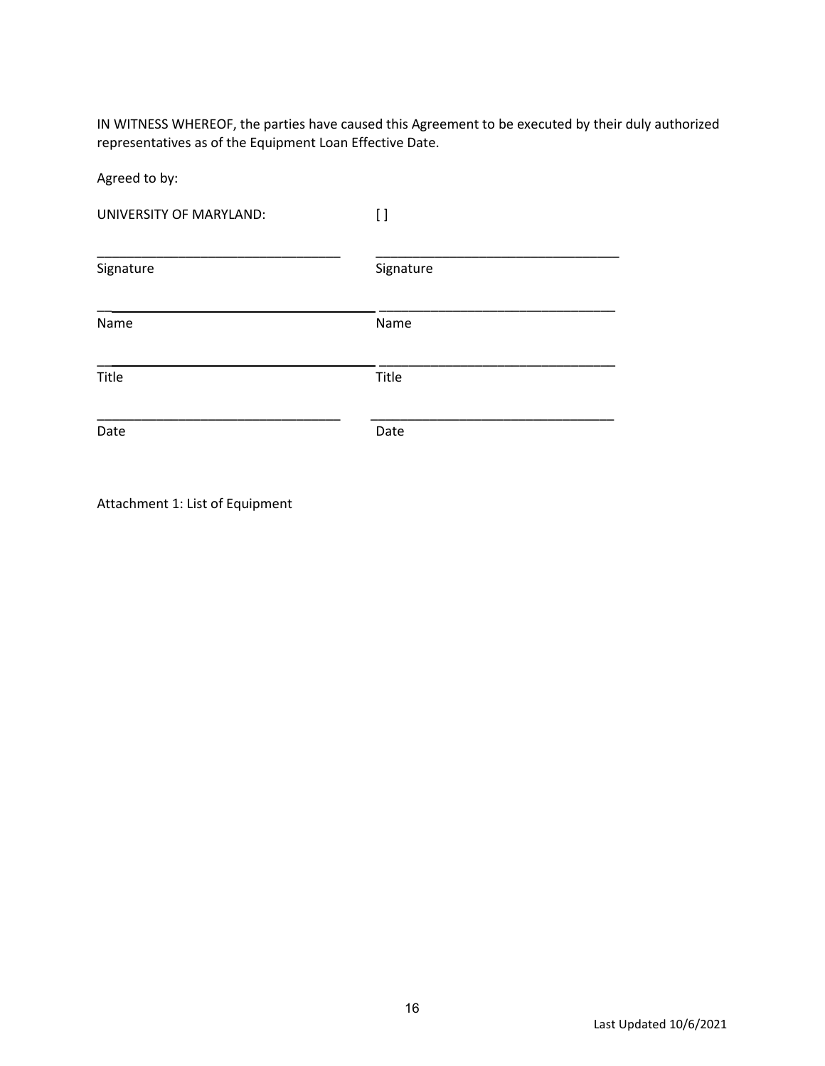IN WITNESS WHEREOF, the parties have caused this Agreement to be executed by their duly authorized representatives as of the Equipment Loan Effective Date.

Agreed to by:

| | |
|---|---|
| UNIVERSITY OF MARYLAND: | [ ] |
| ___________________________________ | ___________________________________ |
| Signature | Signature |
| ___________________________________ | ___________________________________ |
| Name | Name |
| ___________________________________ | ___________________________________ |
| Title | Title |
| ___________________________________ | ___________________________________ |
| Date | Date |

Attachment 1: List of Equipment

Last Updated 10/6/2021